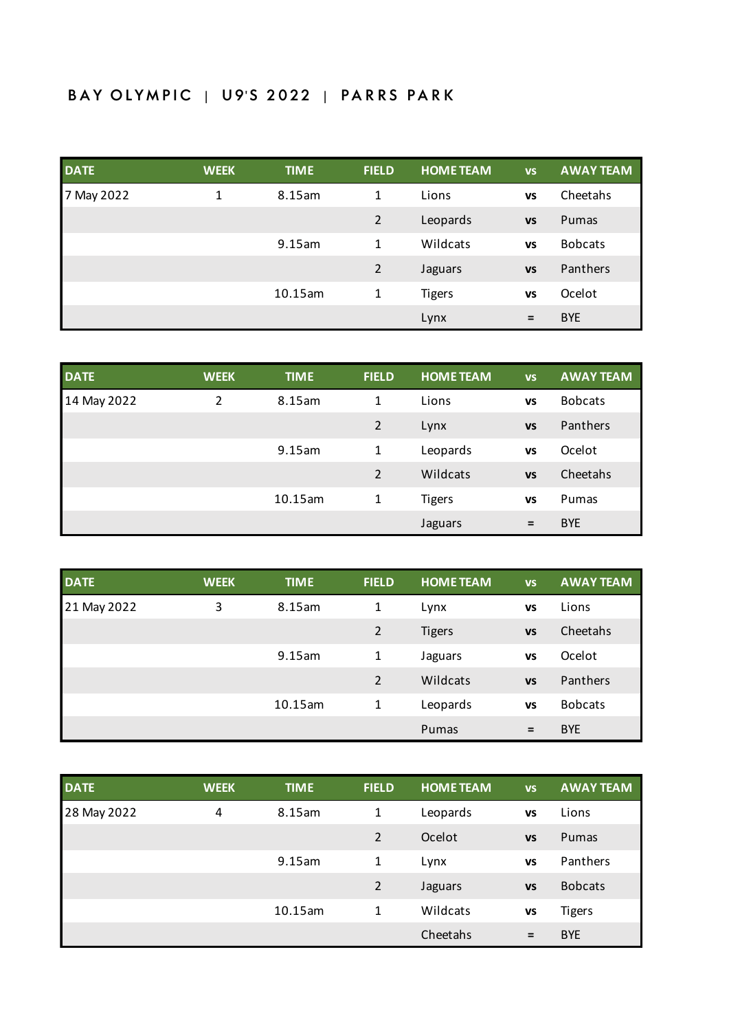# BAY OLYMPIC | U9'S 2022 | PARRS PARK

| DATE | WEEK | TIME | FIELD | HOME TEAM | vs | AWAY TEAM |
|---|---|---|---|---|---|---|
| 7 May 2022 | 1 | 8.15am | 1 | Lions | vs | Cheetahs |
| | | | 2 | Leopards | vs | Pumas |
| | | 9.15am | 1 | Wildcats | vs | Bobcats |
| | | | 2 | Jaguars | vs | Panthers |
| | | 10.15am | 1 | Tigers | vs | Ocelot |
| | | | | Lynx | = | BYE |

| DATE | WEEK | TIME | FIELD | HOME TEAM | vs | AWAY TEAM |
|---|---|---|---|---|---|---|
| 14 May 2022 | 2 | 8.15am | 1 | Lions | vs | Bobcats |
| | | | 2 | Lynx | vs | Panthers |
| | | 9.15am | 1 | Leopards | vs | Ocelot |
| | | | 2 | Wildcats | vs | Cheetahs |
| | | 10.15am | 1 | Tigers | vs | Pumas |
| | | | | Jaguars | = | BYE |

| DATE | WEEK | TIME | FIELD | HOME TEAM | vs | AWAY TEAM |
|---|---|---|---|---|---|---|
| 21 May 2022 | 3 | 8.15am | 1 | Lynx | vs | Lions |
| | | | 2 | Tigers | vs | Cheetahs |
| | | 9.15am | 1 | Jaguars | vs | Ocelot |
| | | | 2 | Wildcats | vs | Panthers |
| | | 10.15am | 1 | Leopards | vs | Bobcats |
| | | | | Pumas | = | BYE |

| DATE | WEEK | TIME | FIELD | HOME TEAM | vs | AWAY TEAM |
|---|---|---|---|---|---|---|
| 28 May 2022 | 4 | 8.15am | 1 | Leopards | vs | Lions |
| | | | 2 | Ocelot | vs | Pumas |
| | | 9.15am | 1 | Lynx | vs | Panthers |
| | | | 2 | Jaguars | vs | Bobcats |
| | | 10.15am | 1 | Wildcats | vs | Tigers |
| | | | | Cheetahs | = | BYE |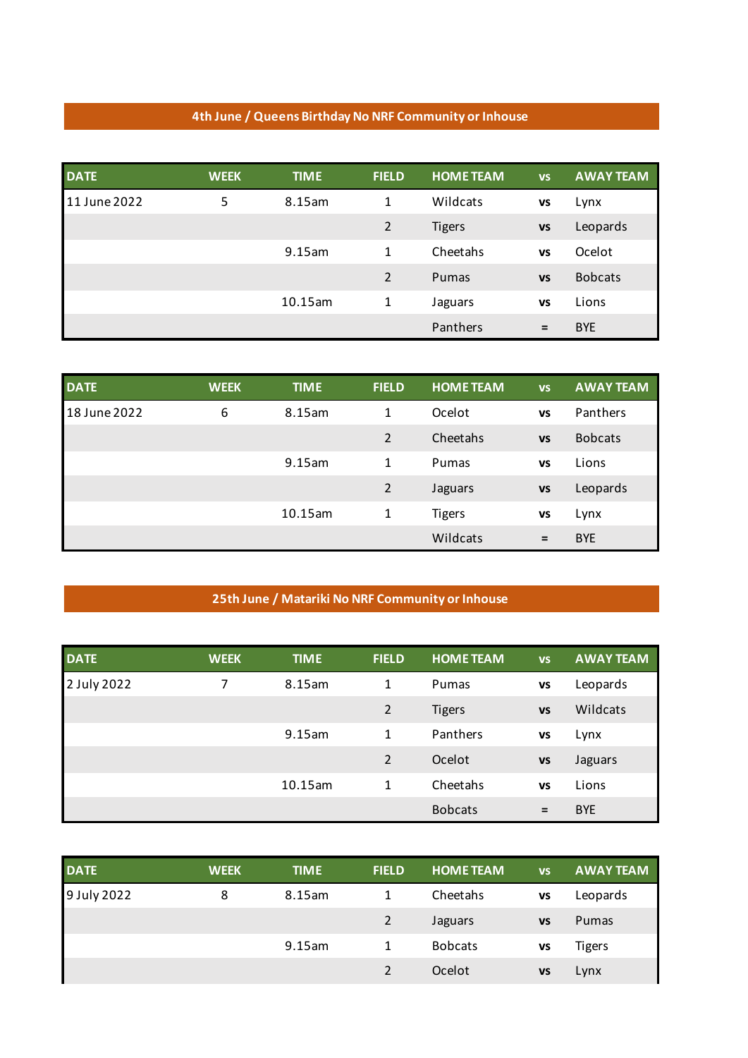**4th June / Queens Birthday No NRF Community or Inhouse**

| DATE | WEEK | TIME | FIELD | HOME TEAM | vs | AWAY TEAM |
|---|---|---|---|---|---|---|
| 11 June 2022 | 5 | 8.15am | 1 | Wildcats | vs | Lynx |
| | | | 2 | Tigers | vs | Leopards |
| | | 9.15am | 1 | Cheetahs | vs | Ocelot |
| | | | 2 | Pumas | vs | Bobcats |
| | | 10.15am | 1 | Jaguars | vs | Lions |
| | | | | Panthers | = | BYE |

| DATE | WEEK | TIME | FIELD | HOME TEAM | vs | AWAY TEAM |
|---|---|---|---|---|---|---|
| 18 June 2022 | 6 | 8.15am | 1 | Ocelot | vs | Panthers |
| | | | 2 | Cheetahs | vs | Bobcats |
| | | 9.15am | 1 | Pumas | vs | Lions |
| | | | 2 | Jaguars | vs | Leopards |
| | | 10.15am | 1 | Tigers | vs | Lynx |
| | | | | Wildcats | = | BYE |

**25th June / Matariki No NRF Community or Inhouse**

| DATE | WEEK | TIME | FIELD | HOME TEAM | vs | AWAY TEAM |
|---|---|---|---|---|---|---|
| 2 July 2022 | 7 | 8.15am | 1 | Pumas | vs | Leopards |
| | | | 2 | Tigers | vs | Wildcats |
| | | 9.15am | 1 | Panthers | vs | Lynx |
| | | | 2 | Ocelot | vs | Jaguars |
| | | 10.15am | 1 | Cheetahs | vs | Lions |
| | | | | Bobcats | = | BYE |

| DATE | WEEK | TIME | FIELD | HOME TEAM | vs | AWAY TEAM |
|---|---|---|---|---|---|---|
| 9 July 2022 | 8 | 8.15am | 1 | Cheetahs | vs | Leopards |
| | | | 2 | Jaguars | vs | Pumas |
| | | 9.15am | 1 | Bobcats | vs | Tigers |
| | | | 2 | Ocelot | vs | Lynx |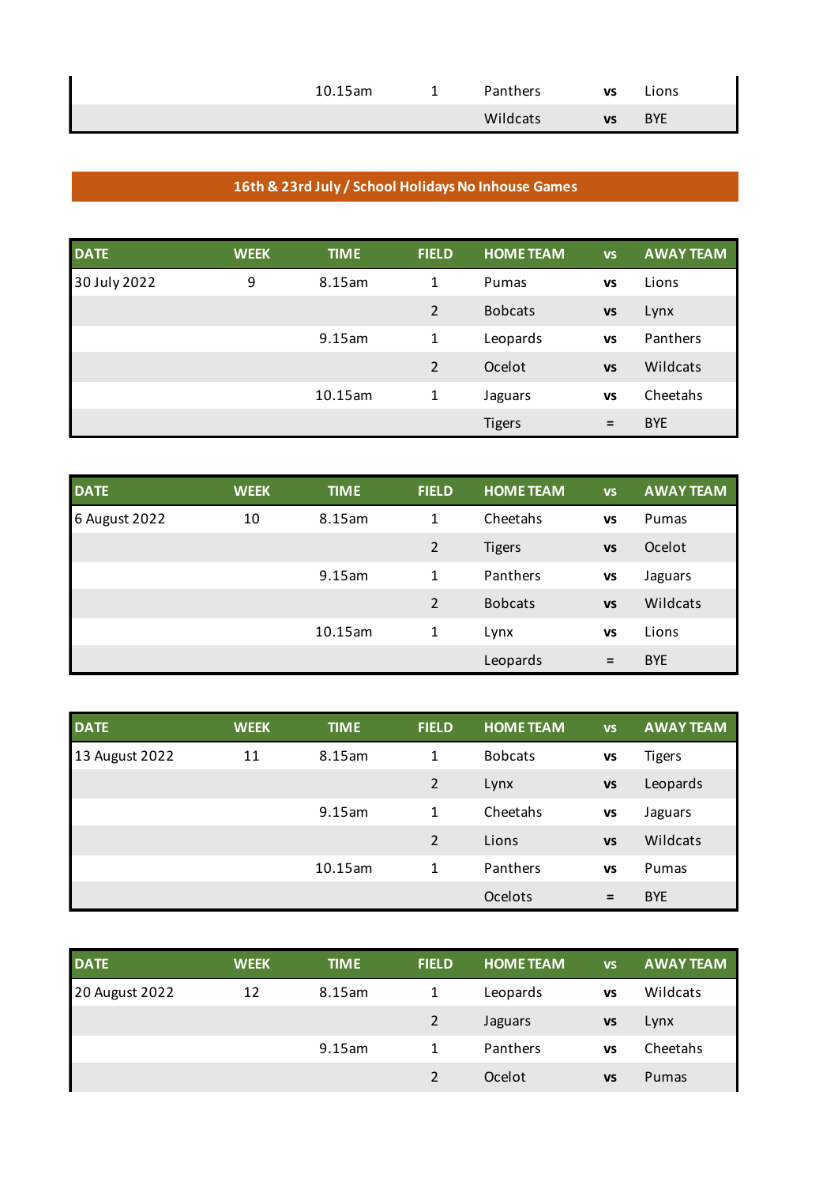| | | 10.15am | 1 | Panthers | vs | Lions |
|---|---|---|---|---|---|---|
| | | | | Wildcats | vs | BYE |

**16th & 23rd July / School Holidays No Inhouse Games**

| DATE | WEEK | TIME | FIELD | HOME TEAM | vs | AWAY TEAM |
|---|---|---|---|---|---|---|
| 30 July 2022 | 9 | 8.15am | 1 | Pumas | vs | Lions |
| | | | 2 | Bobcats | vs | Lynx |
| | | 9.15am | 1 | Leopards | vs | Panthers |
| | | | 2 | Ocelot | vs | Wildcats |
| | | 10.15am | 1 | Jaguars | vs | Cheetahs |
| | | | | Tigers | = | BYE |

| DATE | WEEK | TIME | FIELD | HOME TEAM | vs | AWAY TEAM |
|---|---|---|---|---|---|---|
| 6 August 2022 | 10 | 8.15am | 1 | Cheetahs | vs | Pumas |
| | | | 2 | Tigers | vs | Ocelot |
| | | 9.15am | 1 | Panthers | vs | Jaguars |
| | | | 2 | Bobcats | vs | Wildcats |
| | | 10.15am | 1 | Lynx | vs | Lions |
| | | | | Leopards | = | BYE |

| DATE | WEEK | TIME | FIELD | HOME TEAM | vs | AWAY TEAM |
|---|---|---|---|---|---|---|
| 13 August 2022 | 11 | 8.15am | 1 | Bobcats | vs | Tigers |
| | | | 2 | Lynx | vs | Leopards |
| | | 9.15am | 1 | Cheetahs | vs | Jaguars |
| | | | 2 | Lions | vs | Wildcats |
| | | 10.15am | 1 | Panthers | vs | Pumas |
| | | | | Ocelots | = | BYE |

| DATE | WEEK | TIME | FIELD | HOME TEAM | vs | AWAY TEAM |
|---|---|---|---|---|---|---|
| 20 August 2022 | 12 | 8.15am | 1 | Leopards | vs | Wildcats |
| | | | 2 | Jaguars | vs | Lynx |
| | | 9.15am | 1 | Panthers | vs | Cheetahs |
| | | | 2 | Ocelot | vs | Pumas |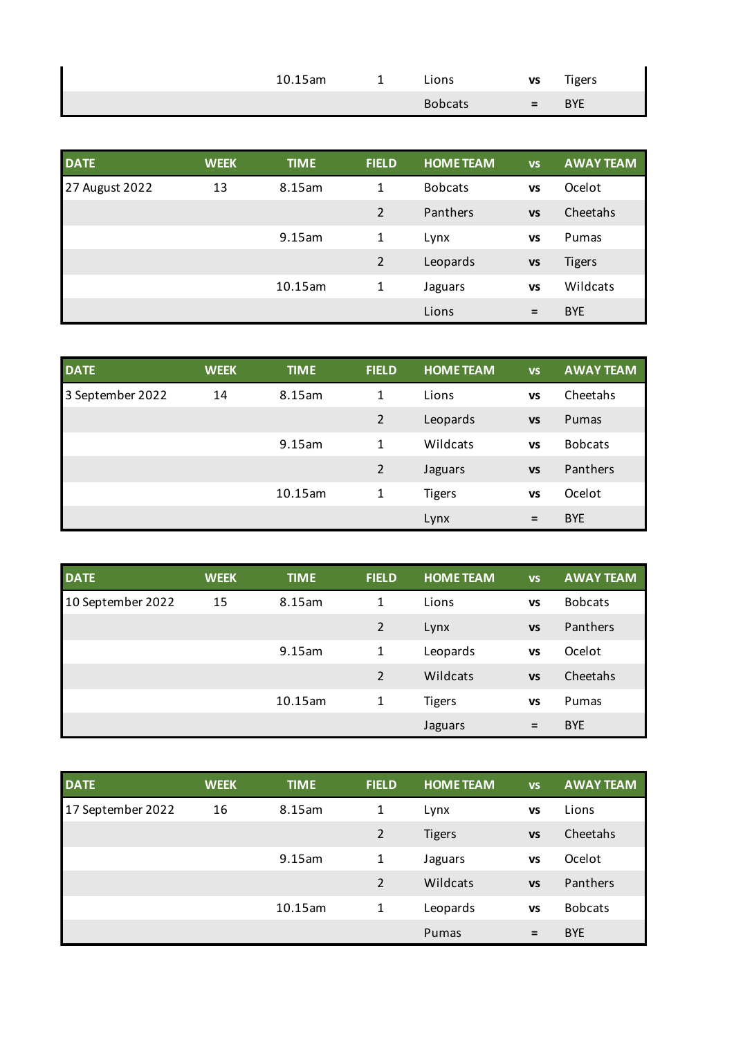| DATE | WEEK | TIME | FIELD | HOME TEAM | vs | AWAY TEAM |
|---|---|---|---|---|---|---|
| | | 10.15am | 1 | Lions | vs | Tigers |
| | | | | Bobcats | = | BYE |

| DATE | WEEK | TIME | FIELD | HOME TEAM | vs | AWAY TEAM |
|---|---|---|---|---|---|---|
| 27 August 2022 | 13 | 8.15am | 1 | Bobcats | vs | Ocelot |
| | | | 2 | Panthers | vs | Cheetahs |
| | | 9.15am | 1 | Lynx | vs | Pumas |
| | | | 2 | Leopards | vs | Tigers |
| | | 10.15am | 1 | Jaguars | vs | Wildcats |
| | | | | Lions | = | BYE |

| DATE | WEEK | TIME | FIELD | HOME TEAM | vs | AWAY TEAM |
|---|---|---|---|---|---|---|
| 3 September 2022 | 14 | 8.15am | 1 | Lions | vs | Cheetahs |
| | | | 2 | Leopards | vs | Pumas |
| | | 9.15am | 1 | Wildcats | vs | Bobcats |
| | | | 2 | Jaguars | vs | Panthers |
| | | 10.15am | 1 | Tigers | vs | Ocelot |
| | | | | Lynx | = | BYE |

| DATE | WEEK | TIME | FIELD | HOME TEAM | vs | AWAY TEAM |
|---|---|---|---|---|---|---|
| 10 September 2022 | 15 | 8.15am | 1 | Lions | vs | Bobcats |
| | | | 2 | Lynx | vs | Panthers |
| | | 9.15am | 1 | Leopards | vs | Ocelot |
| | | | 2 | Wildcats | vs | Cheetahs |
| | | 10.15am | 1 | Tigers | vs | Pumas |
| | | | | Jaguars | = | BYE |

| DATE | WEEK | TIME | FIELD | HOME TEAM | vs | AWAY TEAM |
|---|---|---|---|---|---|---|
| 17 September 2022 | 16 | 8.15am | 1 | Lynx | vs | Lions |
| | | | 2 | Tigers | vs | Cheetahs |
| | | 9.15am | 1 | Jaguars | vs | Ocelot |
| | | | 2 | Wildcats | vs | Panthers |
| | | 10.15am | 1 | Leopards | vs | Bobcats |
| | | | | Pumas | = | BYE |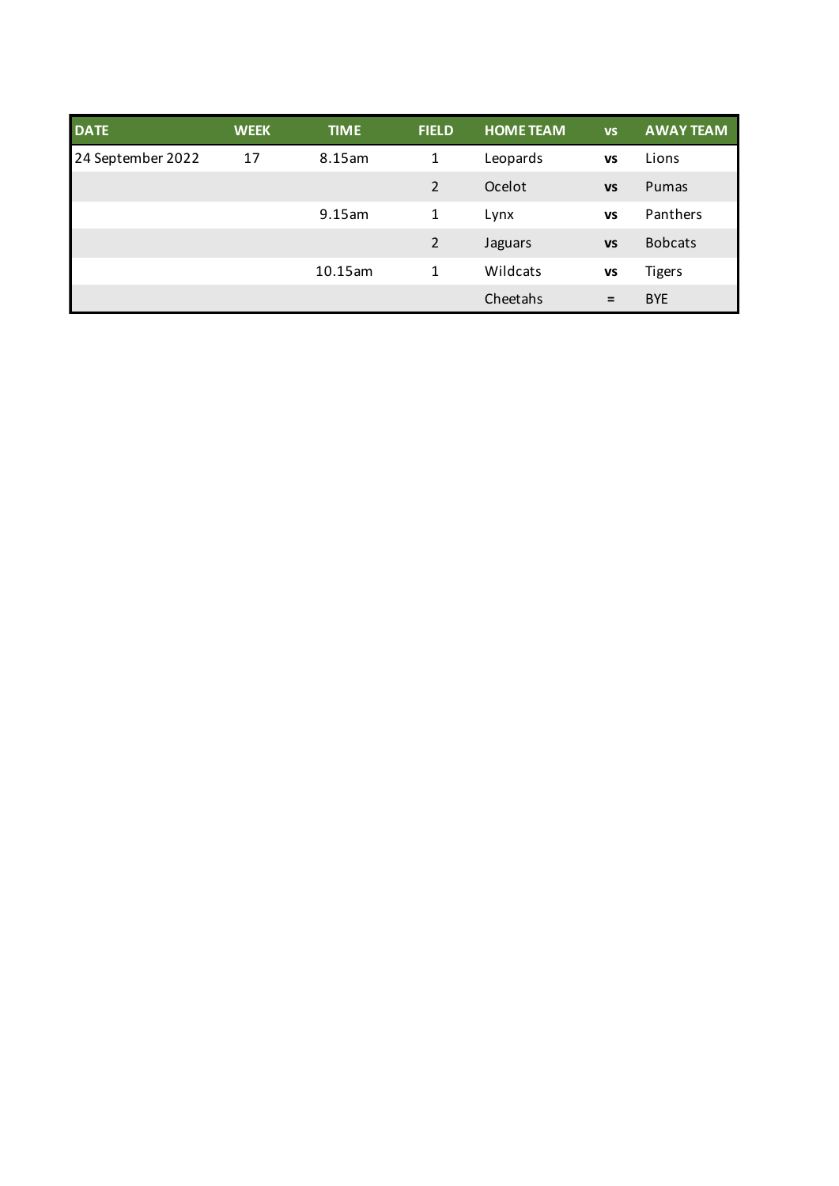| DATE | WEEK | TIME | FIELD | HOME TEAM | vs | AWAY TEAM |
|---|---|---|---|---|---|---|
| 24 September 2022 | 17 | 8.15am | 1 | Leopards | **vs** | Lions |
| | | | 2 | Ocelot | **vs** | Pumas |
| | | 9.15am | 1 | Lynx | **vs** | Panthers |
| | | | 2 | Jaguars | **vs** | Bobcats |
| | | 10.15am | 1 | Wildcats | **vs** | Tigers |
| | | | | Cheetahs | = | BYE |